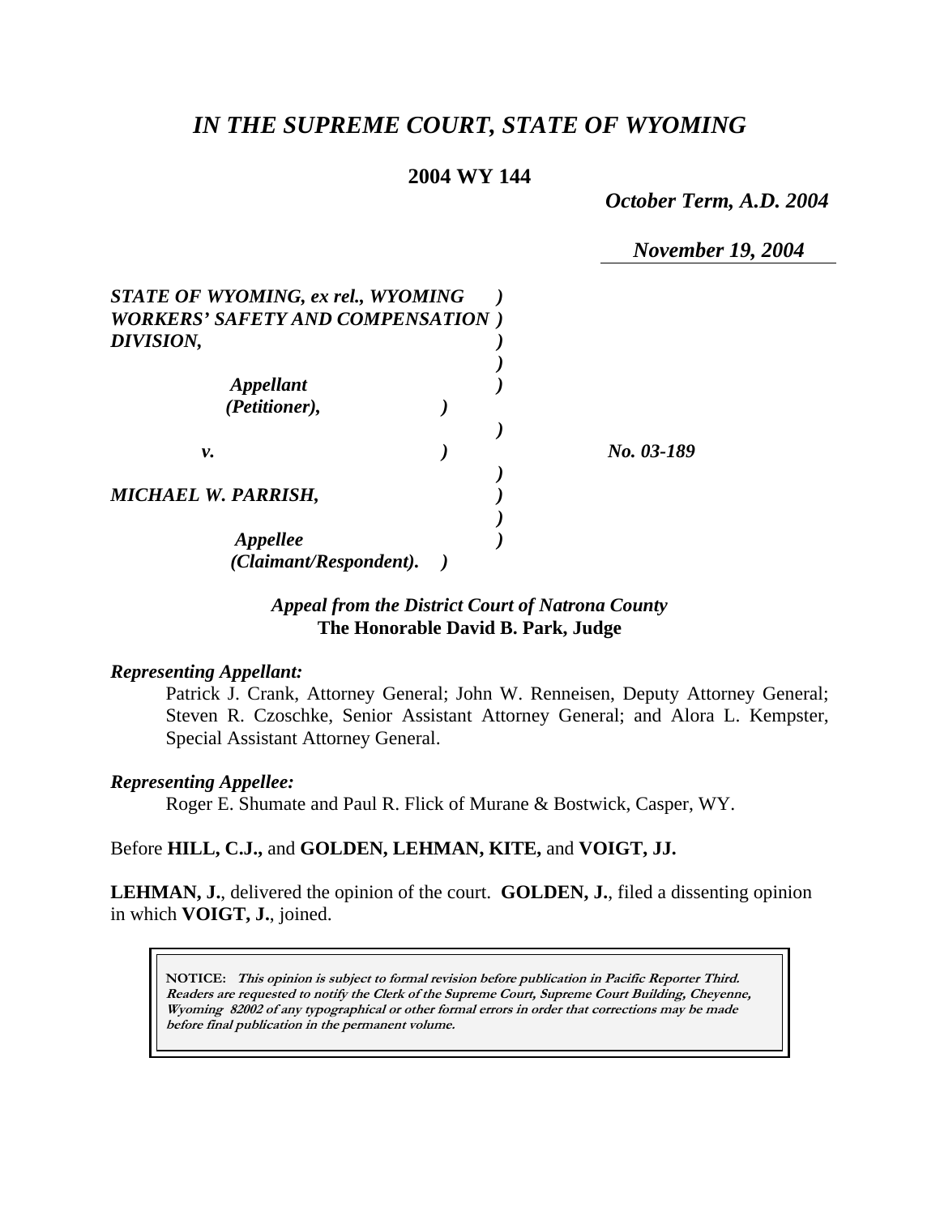# *IN THE SUPREME COURT, STATE OF WYOMING*

**2004 WY 144**

*October Term, A.D. 2004*

*November 19, 2004*

***STATE OF WYOMING, ex rel., WYOMING WORKERS' SAFETY AND COMPENSATION DIVISION,***

***Appellant (Petitioner),***

***v.***

***MICHAEL W. PARRISH,***

***Appellee (Claimant/Respondent).***

*No. 03-189*

***Appeal from the District Court of Natrona County***
**The Honorable David B. Park, Judge**

***Representing Appellant:***

Patrick J. Crank, Attorney General; John W. Renneisen, Deputy Attorney General; Steven R. Czoschke, Senior Assistant Attorney General; and Alora L. Kempster, Special Assistant Attorney General.

***Representing Appellee:***

Roger E. Shumate and Paul R. Flick of Murane & Bostwick, Casper, WY.

Before **HILL, C.J.,** and **GOLDEN, LEHMAN, KITE,** and **VOIGT, JJ.**

**LEHMAN, J.**, delivered the opinion of the court. **GOLDEN, J.**, filed a dissenting opinion in which **VOIGT, J.**, joined.

**NOTICE:** ***This opinion is subject to formal revision before publication in Pacific Reporter Third. Readers are requested to notify the Clerk of the Supreme Court, Supreme Court Building, Cheyenne, Wyoming 82002 of any typographical or other formal errors in order that corrections may be made before final publication in the permanent volume.***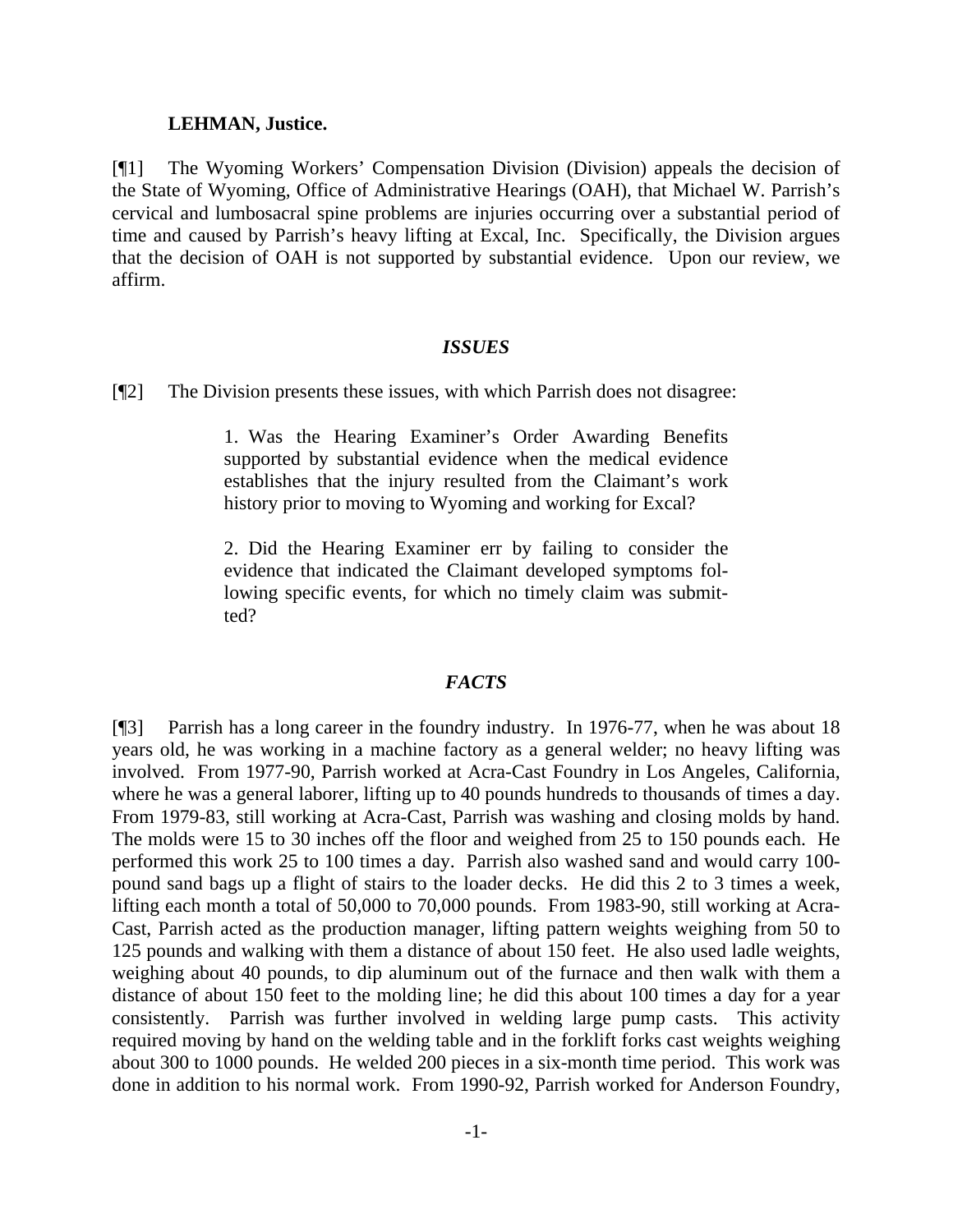**LEHMAN, Justice.**

[¶1] The Wyoming Workers' Compensation Division (Division) appeals the decision of the State of Wyoming, Office of Administrative Hearings (OAH), that Michael W. Parrish's cervical and lumbosacral spine problems are injuries occurring over a substantial period of time and caused by Parrish's heavy lifting at Excal, Inc. Specifically, the Division argues that the decision of OAH is not supported by substantial evidence. Upon our review, we affirm.

### *ISSUES*

[¶2] The Division presents these issues, with which Parrish does not disagree:

> 1. Was the Hearing Examiner's Order Awarding Benefits supported by substantial evidence when the medical evidence establishes that the injury resulted from the Claimant's work history prior to moving to Wyoming and working for Excal?
>
> 2. Did the Hearing Examiner err by failing to consider the evidence that indicated the Claimant developed symptoms following specific events, for which no timely claim was submitted?

### *FACTS*

[¶3] Parrish has a long career in the foundry industry. In 1976-77, when he was about 18 years old, he was working in a machine factory as a general welder; no heavy lifting was involved. From 1977-90, Parrish worked at Acra-Cast Foundry in Los Angeles, California, where he was a general laborer, lifting up to 40 pounds hundreds to thousands of times a day. From 1979-83, still working at Acra-Cast, Parrish was washing and closing molds by hand. The molds were 15 to 30 inches off the floor and weighed from 25 to 150 pounds each. He performed this work 25 to 100 times a day. Parrish also washed sand and would carry 100-pound sand bags up a flight of stairs to the loader decks. He did this 2 to 3 times a week, lifting each month a total of 50,000 to 70,000 pounds. From 1983-90, still working at Acra-Cast, Parrish acted as the production manager, lifting pattern weights weighing from 50 to 125 pounds and walking with them a distance of about 150 feet. He also used ladle weights, weighing about 40 pounds, to dip aluminum out of the furnace and then walk with them a distance of about 150 feet to the molding line; he did this about 100 times a day for a year consistently. Parrish was further involved in welding large pump casts. This activity required moving by hand on the welding table and in the forklift forks cast weights weighing about 300 to 1000 pounds. He welded 200 pieces in a six-month time period. This work was done in addition to his normal work. From 1990-92, Parrish worked for Anderson Foundry,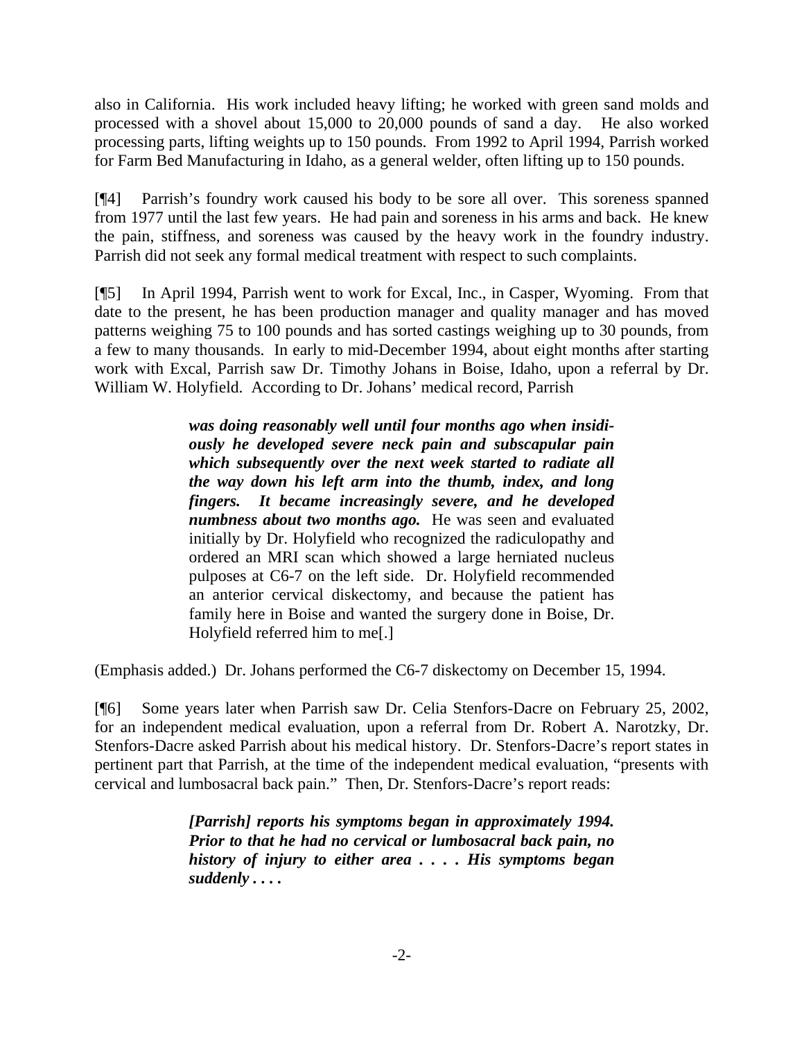also in California. His work included heavy lifting; he worked with green sand molds and processed with a shovel about 15,000 to 20,000 pounds of sand a day. He also worked processing parts, lifting weights up to 150 pounds. From 1992 to April 1994, Parrish worked for Farm Bed Manufacturing in Idaho, as a general welder, often lifting up to 150 pounds.

[¶4] Parrish's foundry work caused his body to be sore all over. This soreness spanned from 1977 until the last few years. He had pain and soreness in his arms and back. He knew the pain, stiffness, and soreness was caused by the heavy work in the foundry industry. Parrish did not seek any formal medical treatment with respect to such complaints.

[¶5] In April 1994, Parrish went to work for Excal, Inc., in Casper, Wyoming. From that date to the present, he has been production manager and quality manager and has moved patterns weighing 75 to 100 pounds and has sorted castings weighing up to 30 pounds, from a few to many thousands. In early to mid-December 1994, about eight months after starting work with Excal, Parrish saw Dr. Timothy Johans in Boise, Idaho, upon a referral by Dr. William W. Holyfield. According to Dr. Johans' medical record, Parrish

> ***was doing reasonably well until four months ago when insidiously he developed severe neck pain and subscapular pain which subsequently over the next week started to radiate all the way down his left arm into the thumb, index, and long fingers. It became increasingly severe, and he developed numbness about two months ago.*** He was seen and evaluated initially by Dr. Holyfield who recognized the radiculopathy and ordered an MRI scan which showed a large herniated nucleus pulposes at C6-7 on the left side. Dr. Holyfield recommended an anterior cervical diskectomy, and because the patient has family here in Boise and wanted the surgery done in Boise, Dr. Holyfield referred him to me[.]

(Emphasis added.) Dr. Johans performed the C6-7 diskectomy on December 15, 1994.

[¶6] Some years later when Parrish saw Dr. Celia Stenfors-Dacre on February 25, 2002, for an independent medical evaluation, upon a referral from Dr. Robert A. Narotzky, Dr. Stenfors-Dacre asked Parrish about his medical history. Dr. Stenfors-Dacre's report states in pertinent part that Parrish, at the time of the independent medical evaluation, "presents with cervical and lumbosacral back pain." Then, Dr. Stenfors-Dacre's report reads:

> ***[Parrish] reports his symptoms began in approximately 1994. Prior to that he had no cervical or lumbosacral back pain, no history of injury to either area . . . . His symptoms began suddenly . . . .***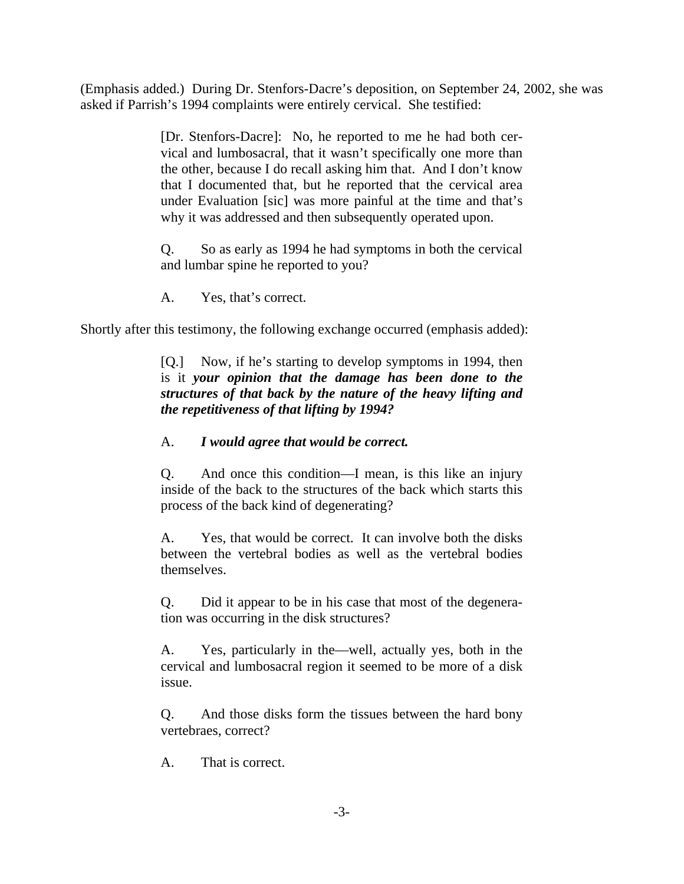(Emphasis added.) During Dr. Stenfors-Dacre's deposition, on September 24, 2002, she was asked if Parrish's 1994 complaints were entirely cervical. She testified:

> [Dr. Stenfors-Dacre]: No, he reported to me he had both cervical and lumbosacral, that it wasn't specifically one more than the other, because I do recall asking him that. And I don't know that I documented that, but he reported that the cervical area under Evaluation [sic] was more painful at the time and that's why it was addressed and then subsequently operated upon.
>
> Q. So as early as 1994 he had symptoms in both the cervical and lumbar spine he reported to you?
>
> A. Yes, that's correct.

Shortly after this testimony, the following exchange occurred (emphasis added):

> [Q.] Now, if he's starting to develop symptoms in 1994, then is it ***your opinion that the damage has been done to the structures of that back by the nature of the heavy lifting and the repetitiveness of that lifting by 1994?***
>
> A. ***I would agree that would be correct.***
>
> Q. And once this condition—I mean, is this like an injury inside of the back to the structures of the back which starts this process of the back kind of degenerating?
>
> A. Yes, that would be correct. It can involve both the disks between the vertebral bodies as well as the vertebral bodies themselves.
>
> Q. Did it appear to be in his case that most of the degeneration was occurring in the disk structures?
>
> A. Yes, particularly in the—well, actually yes, both in the cervical and lumbosacral region it seemed to be more of a disk issue.
>
> Q. And those disks form the tissues between the hard bony vertebraes, correct?
>
> A. That is correct.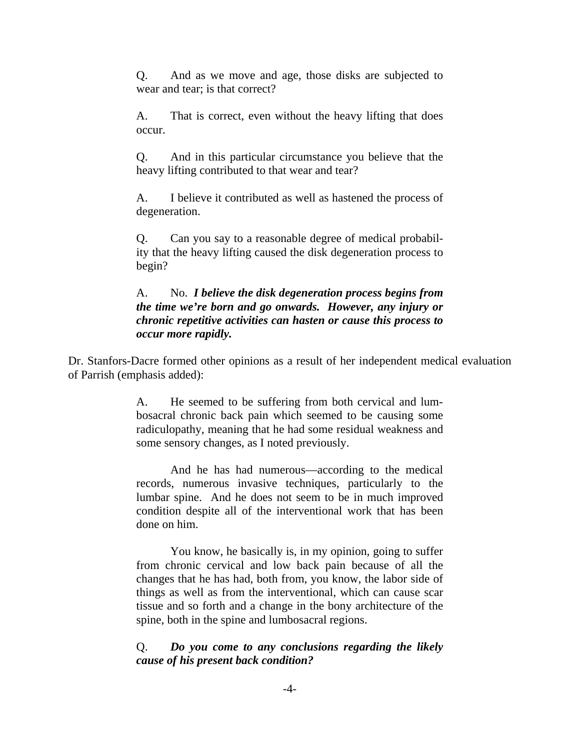> Q. And as we move and age, those disks are subjected to wear and tear; is that correct?
>
> A. That is correct, even without the heavy lifting that does occur.
>
> Q. And in this particular circumstance you believe that the heavy lifting contributed to that wear and tear?
>
> A. I believe it contributed as well as hastened the process of degeneration.
>
> Q. Can you say to a reasonable degree of medical probability that the heavy lifting caused the disk degeneration process to begin?
>
> A. No. ***I believe the disk degeneration process begins from the time we're born and go onwards. However, any injury or chronic repetitive activities can hasten or cause this process to occur more rapidly.***

Dr. Stanfors-Dacre formed other opinions as a result of her independent medical evaluation of Parrish (emphasis added):

> A. He seemed to be suffering from both cervical and lumbosacral chronic back pain which seemed to be causing some radiculopathy, meaning that he had some residual weakness and some sensory changes, as I noted previously.
>
> And he has had numerous—according to the medical records, numerous invasive techniques, particularly to the lumbar spine. And he does not seem to be in much improved condition despite all of the interventional work that has been done on him.
>
> You know, he basically is, in my opinion, going to suffer from chronic cervical and low back pain because of all the changes that he has had, both from, you know, the labor side of things as well as from the interventional, which can cause scar tissue and so forth and a change in the bony architecture of the spine, both in the spine and lumbosacral regions.
>
> Q. ***Do you come to any conclusions regarding the likely cause of his present back condition?***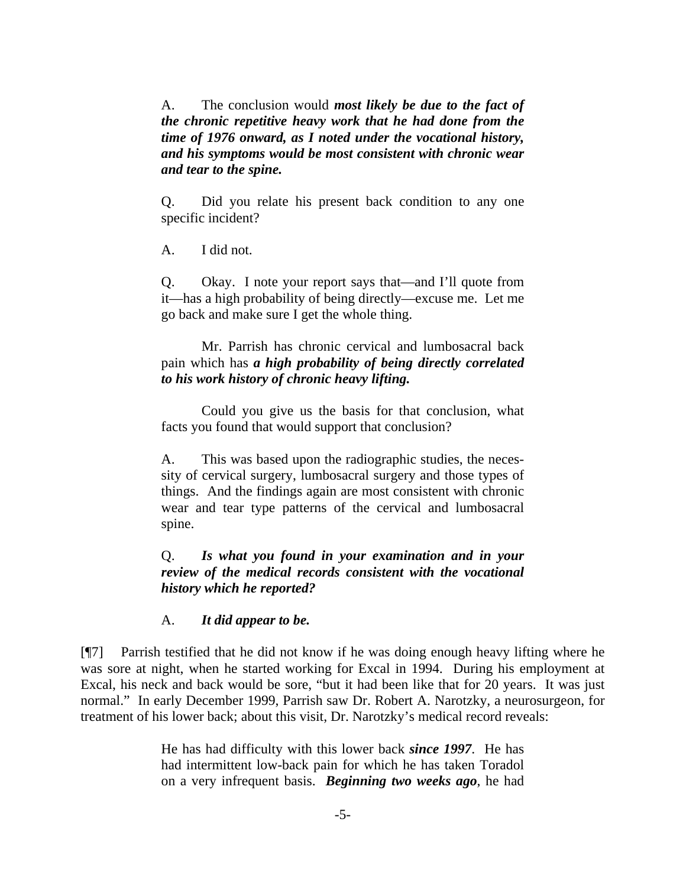> A. The conclusion would ***most likely be due to the fact of the chronic repetitive heavy work that he had done from the time of 1976 onward, as I noted under the vocational history, and his symptoms would be most consistent with chronic wear and tear to the spine.***
>
> Q. Did you relate his present back condition to any one specific incident?
>
> A. I did not.
>
> Q. Okay. I note your report says that—and I'll quote from it—has a high probability of being directly—excuse me. Let me go back and make sure I get the whole thing.
>
> Mr. Parrish has chronic cervical and lumbosacral back pain which has ***a high probability of being directly correlated to his work history of chronic heavy lifting.***
>
> Could you give us the basis for that conclusion, what facts you found that would support that conclusion?
>
> A. This was based upon the radiographic studies, the necessity of cervical surgery, lumbosacral surgery and those types of things. And the findings again are most consistent with chronic wear and tear type patterns of the cervical and lumbosacral spine.
>
> Q. ***Is what you found in your examination and in your review of the medical records consistent with the vocational history which he reported?***
>
> A. ***It did appear to be.***

[¶7] Parrish testified that he did not know if he was doing enough heavy lifting where he was sore at night, when he started working for Excal in 1994. During his employment at Excal, his neck and back would be sore, "but it had been like that for 20 years. It was just normal." In early December 1999, Parrish saw Dr. Robert A. Narotzky, a neurosurgeon, for treatment of his lower back; about this visit, Dr. Narotzky's medical record reveals:

> He has had difficulty with this lower back ***since 1997***. He has had intermittent low-back pain for which he has taken Toradol on a very infrequent basis. ***Beginning two weeks ago***, he had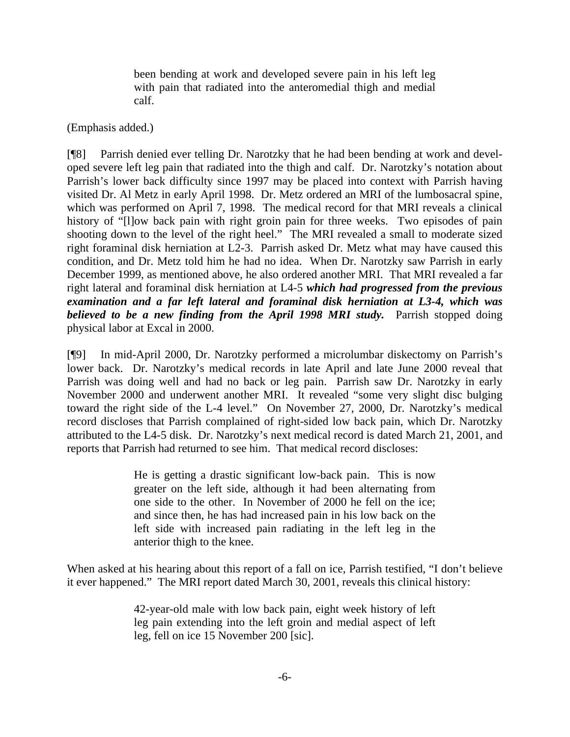> been bending at work and developed severe pain in his left leg with pain that radiated into the anteromedial thigh and medial calf.

(Emphasis added.)

[¶8] Parrish denied ever telling Dr. Narotzky that he had been bending at work and developed severe left leg pain that radiated into the thigh and calf. Dr. Narotzky's notation about Parrish's lower back difficulty since 1997 may be placed into context with Parrish having visited Dr. Al Metz in early April 1998. Dr. Metz ordered an MRI of the lumbosacral spine, which was performed on April 7, 1998. The medical record for that MRI reveals a clinical history of "[l]ow back pain with right groin pain for three weeks. Two episodes of pain shooting down to the level of the right heel." The MRI revealed a small to moderate sized right foraminal disk herniation at L2-3. Parrish asked Dr. Metz what may have caused this condition, and Dr. Metz told him he had no idea. When Dr. Narotzky saw Parrish in early December 1999, as mentioned above, he also ordered another MRI. That MRI revealed a far right lateral and foraminal disk herniation at L4-5 ***which had progressed from the previous examination and a far left lateral and foraminal disk herniation at L3-4, which was believed to be a new finding from the April 1998 MRI study.*** Parrish stopped doing physical labor at Excal in 2000.

[¶9] In mid-April 2000, Dr. Narotzky performed a microlumbar diskectomy on Parrish's lower back. Dr. Narotzky's medical records in late April and late June 2000 reveal that Parrish was doing well and had no back or leg pain. Parrish saw Dr. Narotzky in early November 2000 and underwent another MRI. It revealed "some very slight disc bulging toward the right side of the L-4 level." On November 27, 2000, Dr. Narotzky's medical record discloses that Parrish complained of right-sided low back pain, which Dr. Narotzky attributed to the L4-5 disk. Dr. Narotzky's next medical record is dated March 21, 2001, and reports that Parrish had returned to see him. That medical record discloses:

> He is getting a drastic significant low-back pain. This is now greater on the left side, although it had been alternating from one side to the other. In November of 2000 he fell on the ice; and since then, he has had increased pain in his low back on the left side with increased pain radiating in the left leg in the anterior thigh to the knee.

When asked at his hearing about this report of a fall on ice, Parrish testified, "I don't believe it ever happened." The MRI report dated March 30, 2001, reveals this clinical history:

> 42-year-old male with low back pain, eight week history of left leg pain extending into the left groin and medial aspect of left leg, fell on ice 15 November 200 [sic].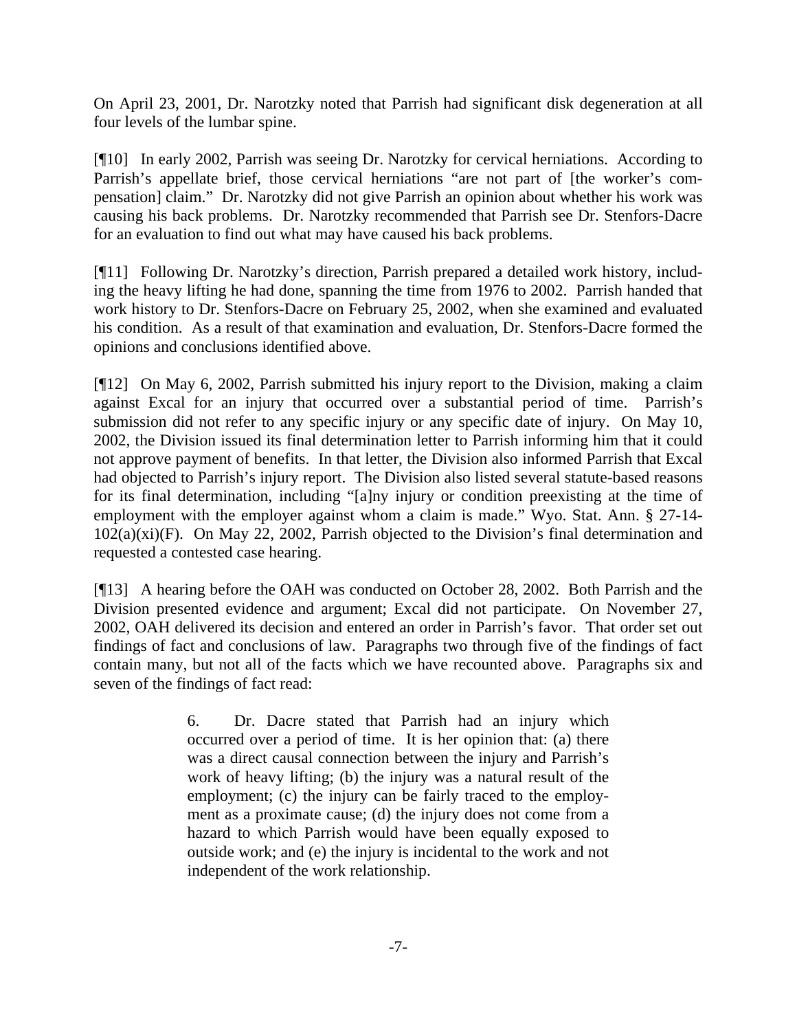On April 23, 2001, Dr. Narotzky noted that Parrish had significant disk degeneration at all four levels of the lumbar spine.

[¶10] In early 2002, Parrish was seeing Dr. Narotzky for cervical herniations. According to Parrish's appellate brief, those cervical herniations "are not part of [the worker's compensation] claim." Dr. Narotzky did not give Parrish an opinion about whether his work was causing his back problems. Dr. Narotzky recommended that Parrish see Dr. Stenfors-Dacre for an evaluation to find out what may have caused his back problems.

[¶11] Following Dr. Narotzky's direction, Parrish prepared a detailed work history, including the heavy lifting he had done, spanning the time from 1976 to 2002. Parrish handed that work history to Dr. Stenfors-Dacre on February 25, 2002, when she examined and evaluated his condition. As a result of that examination and evaluation, Dr. Stenfors-Dacre formed the opinions and conclusions identified above.

[¶12] On May 6, 2002, Parrish submitted his injury report to the Division, making a claim against Excal for an injury that occurred over a substantial period of time. Parrish's submission did not refer to any specific injury or any specific date of injury. On May 10, 2002, the Division issued its final determination letter to Parrish informing him that it could not approve payment of benefits. In that letter, the Division also informed Parrish that Excal had objected to Parrish's injury report. The Division also listed several statute-based reasons for its final determination, including "[a]ny injury or condition preexisting at the time of employment with the employer against whom a claim is made." Wyo. Stat. Ann. § 27-14-102(a)(xi)(F). On May 22, 2002, Parrish objected to the Division's final determination and requested a contested case hearing.

[¶13] A hearing before the OAH was conducted on October 28, 2002. Both Parrish and the Division presented evidence and argument; Excal did not participate. On November 27, 2002, OAH delivered its decision and entered an order in Parrish's favor. That order set out findings of fact and conclusions of law. Paragraphs two through five of the findings of fact contain many, but not all of the facts which we have recounted above. Paragraphs six and seven of the findings of fact read:

> 6. Dr. Dacre stated that Parrish had an injury which occurred over a period of time. It is her opinion that: (a) there was a direct causal connection between the injury and Parrish's work of heavy lifting; (b) the injury was a natural result of the employment; (c) the injury can be fairly traced to the employment as a proximate cause; (d) the injury does not come from a hazard to which Parrish would have been equally exposed to outside work; and (e) the injury is incidental to the work and not independent of the work relationship.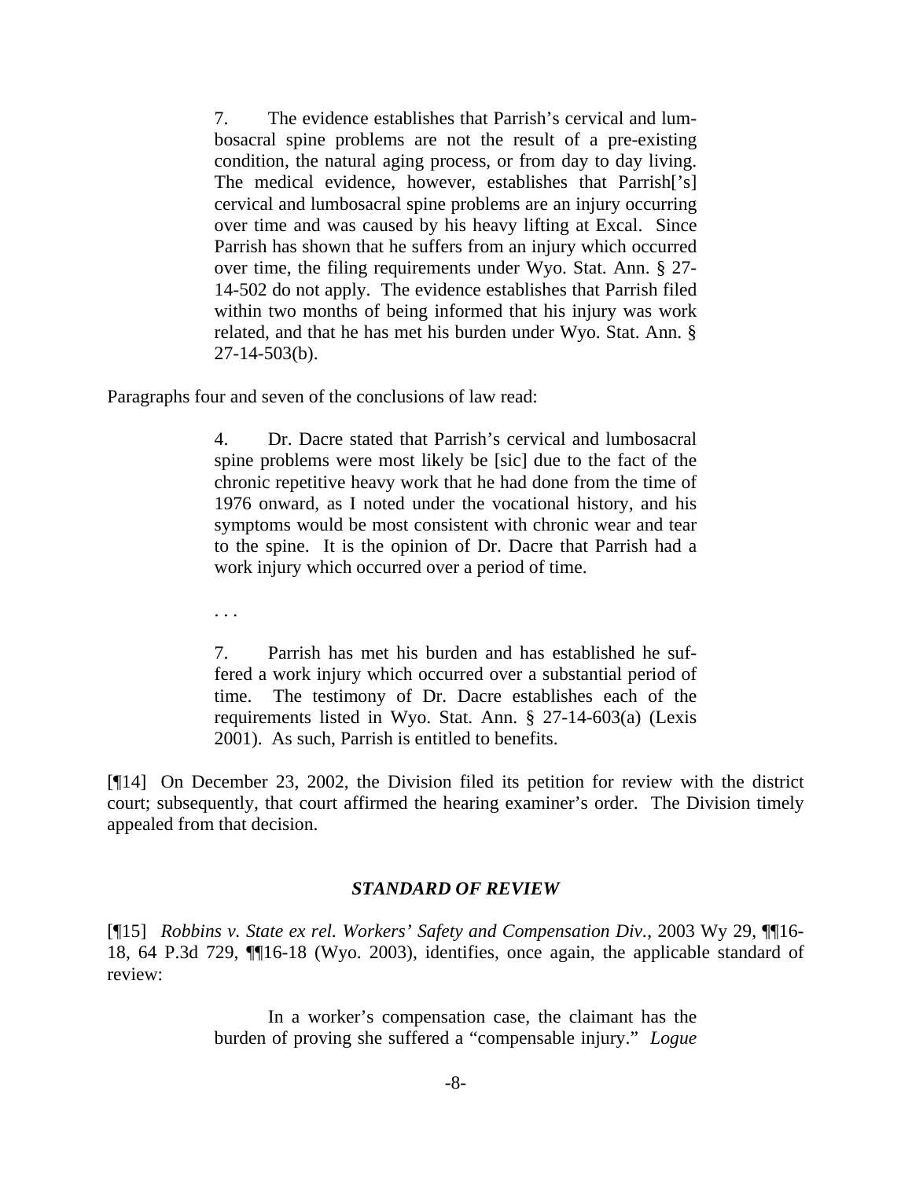> 7. The evidence establishes that Parrish's cervical and lumbosacral spine problems are not the result of a pre-existing condition, the natural aging process, or from day to day living. The medical evidence, however, establishes that Parrish['s] cervical and lumbosacral spine problems are an injury occurring over time and was caused by his heavy lifting at Excal. Since Parrish has shown that he suffers from an injury which occurred over time, the filing requirements under Wyo. Stat. Ann. § 27-14-502 do not apply. The evidence establishes that Parrish filed within two months of being informed that his injury was work related, and that he has met his burden under Wyo. Stat. Ann. § 27-14-503(b).

Paragraphs four and seven of the conclusions of law read:

> 4. Dr. Dacre stated that Parrish's cervical and lumbosacral spine problems were most likely be [sic] due to the fact of the chronic repetitive heavy work that he had done from the time of 1976 onward, as I noted under the vocational history, and his symptoms would be most consistent with chronic wear and tear to the spine. It is the opinion of Dr. Dacre that Parrish had a work injury which occurred over a period of time.
>
> . . .
>
> 7. Parrish has met his burden and has established he suffered a work injury which occurred over a substantial period of time. The testimony of Dr. Dacre establishes each of the requirements listed in Wyo. Stat. Ann. § 27-14-603(a) (Lexis 2001). As such, Parrish is entitled to benefits.

[¶14] On December 23, 2002, the Division filed its petition for review with the district court; subsequently, that court affirmed the hearing examiner's order. The Division timely appealed from that decision.

### *STANDARD OF REVIEW*

[¶15] *Robbins v. State ex rel. Workers' Safety and Compensation Div.*, 2003 Wy 29, ¶¶16-18, 64 P.3d 729, ¶¶16-18 (Wyo. 2003), identifies, once again, the applicable standard of review:

> In a worker's compensation case, the claimant has the burden of proving she suffered a "compensable injury." *Logue*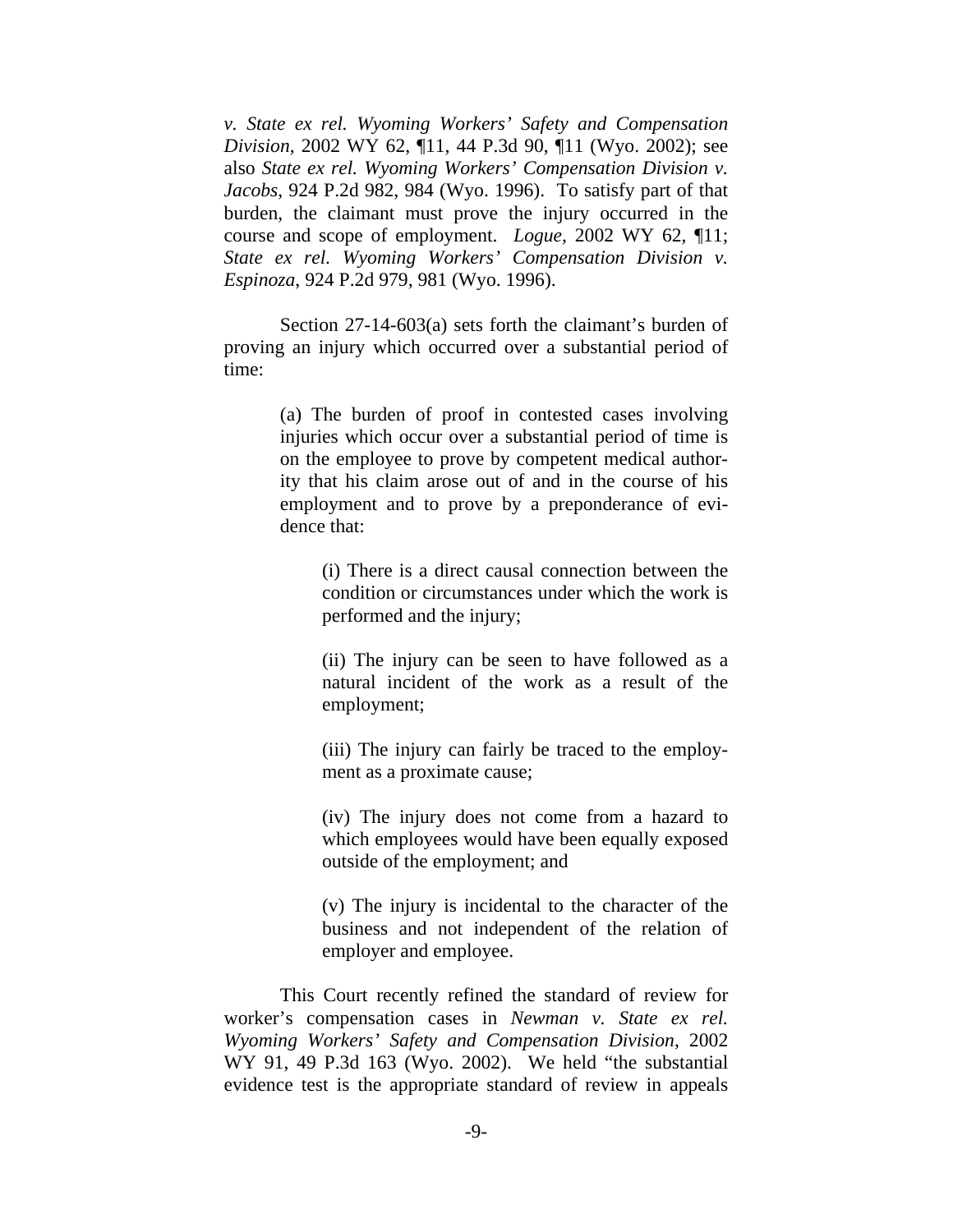*v. State ex rel. Wyoming Workers' Safety and Compensation Division*, 2002 WY 62, ¶11, 44 P.3d 90, ¶11 (Wyo. 2002); see also *State ex rel. Wyoming Workers' Compensation Division v. Jacobs*, 924 P.2d 982, 984 (Wyo. 1996). To satisfy part of that burden, the claimant must prove the injury occurred in the course and scope of employment. *Logue*, 2002 WY 62, ¶11; *State ex rel. Wyoming Workers' Compensation Division v. Espinoza*, 924 P.2d 979, 981 (Wyo. 1996).

Section 27-14-603(a) sets forth the claimant's burden of proving an injury which occurred over a substantial period of time:

> (a) The burden of proof in contested cases involving injuries which occur over a substantial period of time is on the employee to prove by competent medical authority that his claim arose out of and in the course of his employment and to prove by a preponderance of evidence that:
>
> > (i) There is a direct causal connection between the condition or circumstances under which the work is performed and the injury;
> >
> > (ii) The injury can be seen to have followed as a natural incident of the work as a result of the employment;
> >
> > (iii) The injury can fairly be traced to the employment as a proximate cause;
> >
> > (iv) The injury does not come from a hazard to which employees would have been equally exposed outside of the employment; and
> >
> > (v) The injury is incidental to the character of the business and not independent of the relation of employer and employee.

This Court recently refined the standard of review for worker's compensation cases in *Newman v. State ex rel. Wyoming Workers' Safety and Compensation Division*, 2002 WY 91, 49 P.3d 163 (Wyo. 2002). We held "the substantial evidence test is the appropriate standard of review in appeals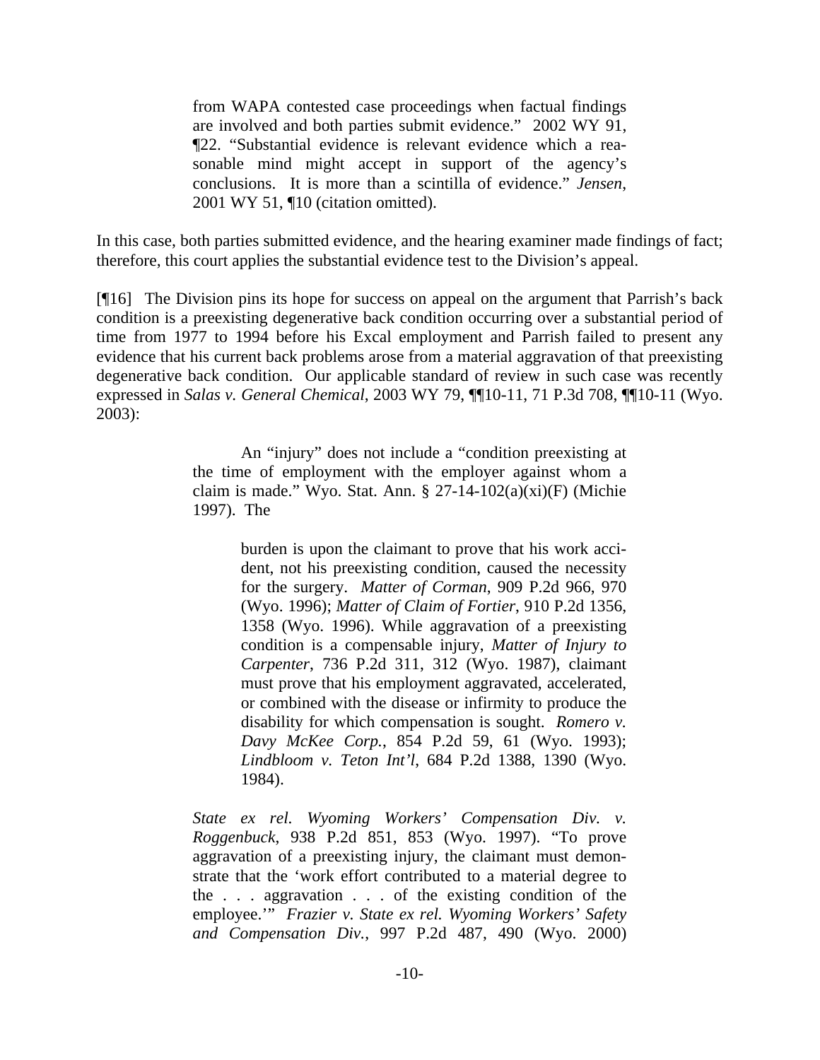> from WAPA contested case proceedings when factual findings are involved and both parties submit evidence." 2002 WY 91, ¶22. "Substantial evidence is relevant evidence which a reasonable mind might accept in support of the agency's conclusions. It is more than a scintilla of evidence." *Jensen*, 2001 WY 51, ¶10 (citation omitted).

In this case, both parties submitted evidence, and the hearing examiner made findings of fact; therefore, this court applies the substantial evidence test to the Division's appeal.

[¶16] The Division pins its hope for success on appeal on the argument that Parrish's back condition is a preexisting degenerative back condition occurring over a substantial period of time from 1977 to 1994 before his Excal employment and Parrish failed to present any evidence that his current back problems arose from a material aggravation of that preexisting degenerative back condition. Our applicable standard of review in such case was recently expressed in *Salas v. General Chemical*, 2003 WY 79, ¶¶10-11, 71 P.3d 708, ¶¶10-11 (Wyo. 2003):

> An "injury" does not include a "condition preexisting at the time of employment with the employer against whom a claim is made." Wyo. Stat. Ann. § 27-14-102(a)(xi)(F) (Michie 1997). The
>
> > burden is upon the claimant to prove that his work accident, not his preexisting condition, caused the necessity for the surgery. *Matter of Corman*, 909 P.2d 966, 970 (Wyo. 1996); *Matter of Claim of Fortier*, 910 P.2d 1356, 1358 (Wyo. 1996). While aggravation of a preexisting condition is a compensable injury, *Matter of Injury to Carpenter*, 736 P.2d 311, 312 (Wyo. 1987), claimant must prove that his employment aggravated, accelerated, or combined with the disease or infirmity to produce the disability for which compensation is sought. *Romero v. Davy McKee Corp.*, 854 P.2d 59, 61 (Wyo. 1993); *Lindbloom v. Teton Int'l*, 684 P.2d 1388, 1390 (Wyo. 1984).
>
> *State ex rel. Wyoming Workers' Compensation Div. v. Roggenbuck*, 938 P.2d 851, 853 (Wyo. 1997). "To prove aggravation of a preexisting injury, the claimant must demonstrate that the 'work effort contributed to a material degree to the . . . aggravation . . . of the existing condition of the employee.'" *Frazier v. State ex rel. Wyoming Workers' Safety and Compensation Div.*, 997 P.2d 487, 490 (Wyo. 2000)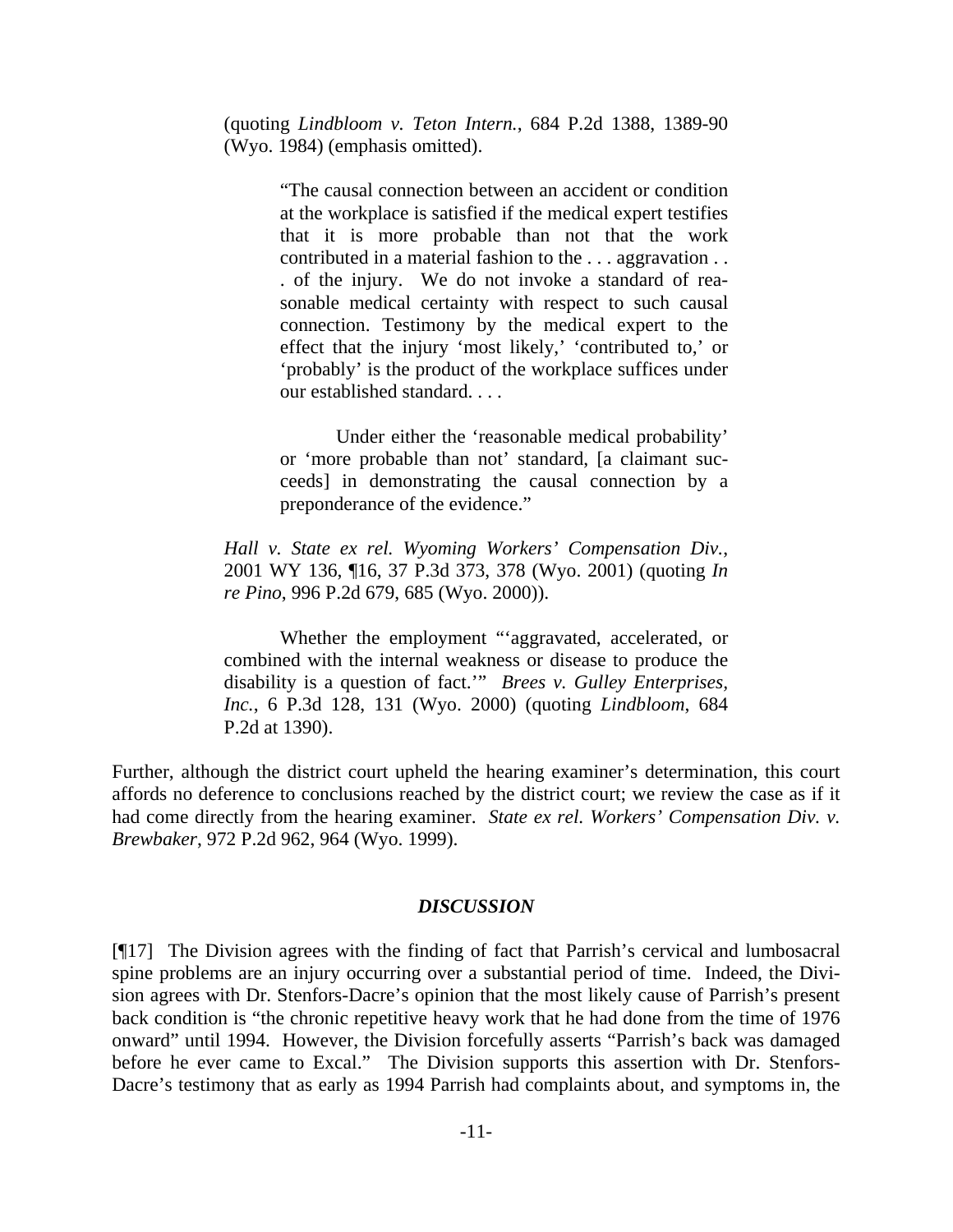> (quoting *Lindbloom v. Teton Intern.*, 684 P.2d 1388, 1389-90 (Wyo. 1984) (emphasis omitted).
>
> > "The causal connection between an accident or condition at the workplace is satisfied if the medical expert testifies that it is more probable than not that the work contributed in a material fashion to the . . . aggravation . . . of the injury. We do not invoke a standard of reasonable medical certainty with respect to such causal connection. Testimony by the medical expert to the effect that the injury 'most likely,' 'contributed to,' or 'probably' is the product of the workplace suffices under our established standard. . . .
> >
> > Under either the 'reasonable medical probability' or 'more probable than not' standard, [a claimant succeeds] in demonstrating the causal connection by a preponderance of the evidence."
>
> *Hall v. State ex rel. Wyoming Workers' Compensation Div.*, 2001 WY 136, ¶16, 37 P.3d 373, 378 (Wyo. 2001) (quoting *In re Pino*, 996 P.2d 679, 685 (Wyo. 2000)).
>
> Whether the employment "'aggravated, accelerated, or combined with the internal weakness or disease to produce the disability is a question of fact.'" *Brees v. Gulley Enterprises, Inc.*, 6 P.3d 128, 131 (Wyo. 2000) (quoting *Lindbloom*, 684 P.2d at 1390).

Further, although the district court upheld the hearing examiner's determination, this court affords no deference to conclusions reached by the district court; we review the case as if it had come directly from the hearing examiner. *State ex rel. Workers' Compensation Div. v. Brewbaker*, 972 P.2d 962, 964 (Wyo. 1999).

### *DISCUSSION*

[¶17] The Division agrees with the finding of fact that Parrish's cervical and lumbosacral spine problems are an injury occurring over a substantial period of time. Indeed, the Division agrees with Dr. Stenfors-Dacre's opinion that the most likely cause of Parrish's present back condition is "the chronic repetitive heavy work that he had done from the time of 1976 onward" until 1994. However, the Division forcefully asserts "Parrish's back was damaged before he ever came to Excal." The Division supports this assertion with Dr. Stenfors-Dacre's testimony that as early as 1994 Parrish had complaints about, and symptoms in, the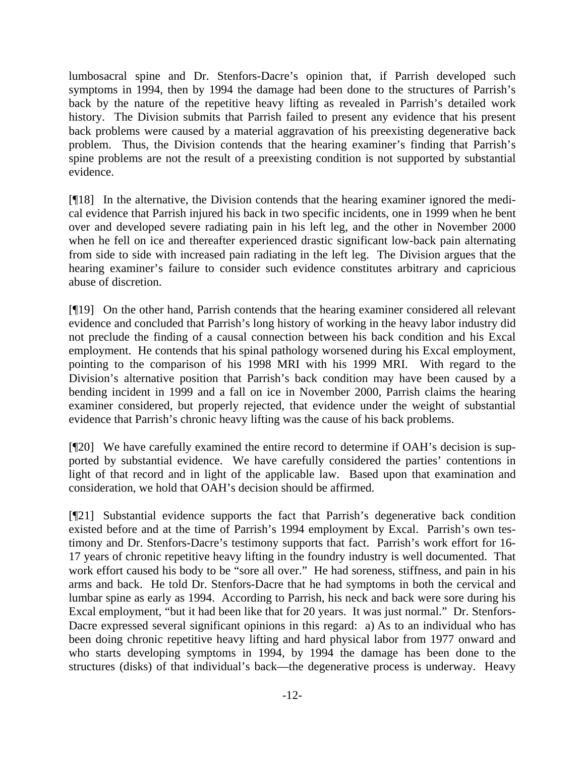lumbosacral spine and Dr. Stenfors-Dacre's opinion that, if Parrish developed such symptoms in 1994, then by 1994 the damage had been done to the structures of Parrish's back by the nature of the repetitive heavy lifting as revealed in Parrish's detailed work history. The Division submits that Parrish failed to present any evidence that his present back problems were caused by a material aggravation of his preexisting degenerative back problem. Thus, the Division contends that the hearing examiner's finding that Parrish's spine problems are not the result of a preexisting condition is not supported by substantial evidence.

[¶18] In the alternative, the Division contends that the hearing examiner ignored the medical evidence that Parrish injured his back in two specific incidents, one in 1999 when he bent over and developed severe radiating pain in his left leg, and the other in November 2000 when he fell on ice and thereafter experienced drastic significant low-back pain alternating from side to side with increased pain radiating in the left leg. The Division argues that the hearing examiner's failure to consider such evidence constitutes arbitrary and capricious abuse of discretion.

[¶19] On the other hand, Parrish contends that the hearing examiner considered all relevant evidence and concluded that Parrish's long history of working in the heavy labor industry did not preclude the finding of a causal connection between his back condition and his Excal employment. He contends that his spinal pathology worsened during his Excal employment, pointing to the comparison of his 1998 MRI with his 1999 MRI. With regard to the Division's alternative position that Parrish's back condition may have been caused by a bending incident in 1999 and a fall on ice in November 2000, Parrish claims the hearing examiner considered, but properly rejected, that evidence under the weight of substantial evidence that Parrish's chronic heavy lifting was the cause of his back problems.

[¶20] We have carefully examined the entire record to determine if OAH's decision is supported by substantial evidence. We have carefully considered the parties' contentions in light of that record and in light of the applicable law. Based upon that examination and consideration, we hold that OAH's decision should be affirmed.

[¶21] Substantial evidence supports the fact that Parrish's degenerative back condition existed before and at the time of Parrish's 1994 employment by Excal. Parrish's own testimony and Dr. Stenfors-Dacre's testimony supports that fact. Parrish's work effort for 16-17 years of chronic repetitive heavy lifting in the foundry industry is well documented. That work effort caused his body to be "sore all over." He had soreness, stiffness, and pain in his arms and back. He told Dr. Stenfors-Dacre that he had symptoms in both the cervical and lumbar spine as early as 1994. According to Parrish, his neck and back were sore during his Excal employment, "but it had been like that for 20 years. It was just normal." Dr. Stenfors-Dacre expressed several significant opinions in this regard: a) As to an individual who has been doing chronic repetitive heavy lifting and hard physical labor from 1977 onward and who starts developing symptoms in 1994, by 1994 the damage has been done to the structures (disks) of that individual's back—the degenerative process is underway. Heavy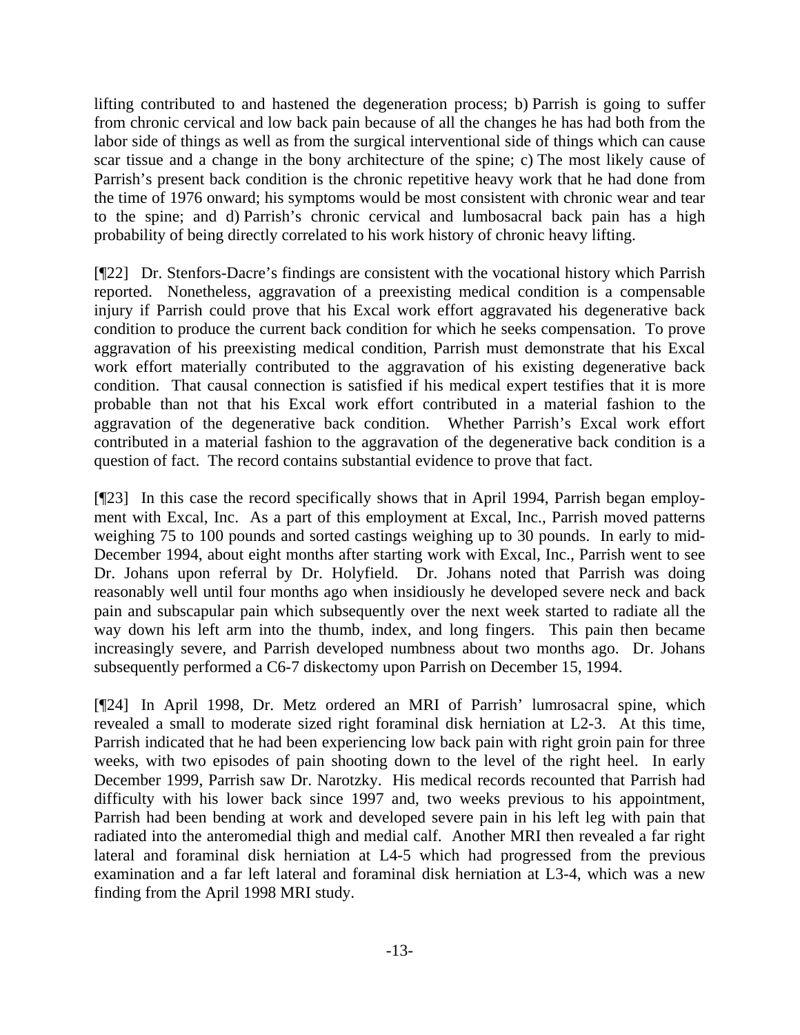lifting contributed to and hastened the degeneration process; b) Parrish is going to suffer from chronic cervical and low back pain because of all the changes he has had both from the labor side of things as well as from the surgical interventional side of things which can cause scar tissue and a change in the bony architecture of the spine; c) The most likely cause of Parrish's present back condition is the chronic repetitive heavy work that he had done from the time of 1976 onward; his symptoms would be most consistent with chronic wear and tear to the spine; and d) Parrish's chronic cervical and lumbosacral back pain has a high probability of being directly correlated to his work history of chronic heavy lifting.

[¶22] Dr. Stenfors-Dacre's findings are consistent with the vocational history which Parrish reported. Nonetheless, aggravation of a preexisting medical condition is a compensable injury if Parrish could prove that his Excal work effort aggravated his degenerative back condition to produce the current back condition for which he seeks compensation. To prove aggravation of his preexisting medical condition, Parrish must demonstrate that his Excal work effort materially contributed to the aggravation of his existing degenerative back condition. That causal connection is satisfied if his medical expert testifies that it is more probable than not that his Excal work effort contributed in a material fashion to the aggravation of the degenerative back condition. Whether Parrish's Excal work effort contributed in a material fashion to the aggravation of the degenerative back condition is a question of fact. The record contains substantial evidence to prove that fact.

[¶23] In this case the record specifically shows that in April 1994, Parrish began employment with Excal, Inc. As a part of this employment at Excal, Inc., Parrish moved patterns weighing 75 to 100 pounds and sorted castings weighing up to 30 pounds. In early to mid-December 1994, about eight months after starting work with Excal, Inc., Parrish went to see Dr. Johans upon referral by Dr. Holyfield. Dr. Johans noted that Parrish was doing reasonably well until four months ago when insidiously he developed severe neck and back pain and subscapular pain which subsequently over the next week started to radiate all the way down his left arm into the thumb, index, and long fingers. This pain then became increasingly severe, and Parrish developed numbness about two months ago. Dr. Johans subsequently performed a C6-7 diskectomy upon Parrish on December 15, 1994.

[¶24] In April 1998, Dr. Metz ordered an MRI of Parrish' lumrosacral spine, which revealed a small to moderate sized right foraminal disk herniation at L2-3. At this time, Parrish indicated that he had been experiencing low back pain with right groin pain for three weeks, with two episodes of pain shooting down to the level of the right heel. In early December 1999, Parrish saw Dr. Narotzky. His medical records recounted that Parrish had difficulty with his lower back since 1997 and, two weeks previous to his appointment, Parrish had been bending at work and developed severe pain in his left leg with pain that radiated into the anteromedial thigh and medial calf. Another MRI then revealed a far right lateral and foraminal disk herniation at L4-5 which had progressed from the previous examination and a far left lateral and foraminal disk herniation at L3-4, which was a new finding from the April 1998 MRI study.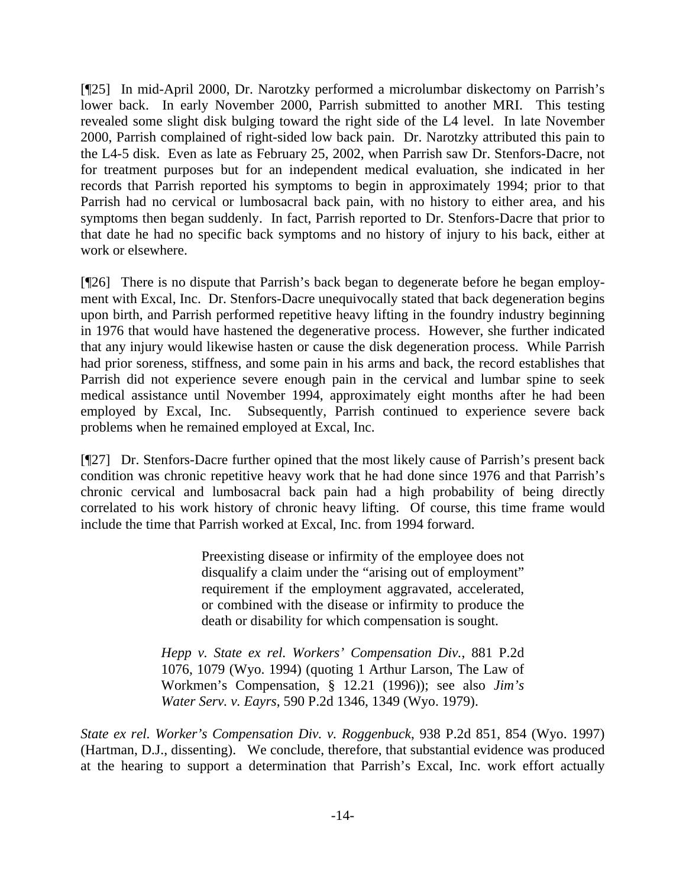[¶25] In mid-April 2000, Dr. Narotzky performed a microlumbar diskectomy on Parrish's lower back. In early November 2000, Parrish submitted to another MRI. This testing revealed some slight disk bulging toward the right side of the L4 level. In late November 2000, Parrish complained of right-sided low back pain. Dr. Narotzky attributed this pain to the L4-5 disk. Even as late as February 25, 2002, when Parrish saw Dr. Stenfors-Dacre, not for treatment purposes but for an independent medical evaluation, she indicated in her records that Parrish reported his symptoms to begin in approximately 1994; prior to that Parrish had no cervical or lumbosacral back pain, with no history to either area, and his symptoms then began suddenly. In fact, Parrish reported to Dr. Stenfors-Dacre that prior to that date he had no specific back symptoms and no history of injury to his back, either at work or elsewhere.

[¶26] There is no dispute that Parrish's back began to degenerate before he began employment with Excal, Inc. Dr. Stenfors-Dacre unequivocally stated that back degeneration begins upon birth, and Parrish performed repetitive heavy lifting in the foundry industry beginning in 1976 that would have hastened the degenerative process. However, she further indicated that any injury would likewise hasten or cause the disk degeneration process. While Parrish had prior soreness, stiffness, and some pain in his arms and back, the record establishes that Parrish did not experience severe enough pain in the cervical and lumbar spine to seek medical assistance until November 1994, approximately eight months after he had been employed by Excal, Inc. Subsequently, Parrish continued to experience severe back problems when he remained employed at Excal, Inc.

[¶27] Dr. Stenfors-Dacre further opined that the most likely cause of Parrish's present back condition was chronic repetitive heavy work that he had done since 1976 and that Parrish's chronic cervical and lumbosacral back pain had a high probability of being directly correlated to his work history of chronic heavy lifting. Of course, this time frame would include the time that Parrish worked at Excal, Inc. from 1994 forward.

> > Preexisting disease or infirmity of the employee does not disqualify a claim under the "arising out of employment" requirement if the employment aggravated, accelerated, or combined with the disease or infirmity to produce the death or disability for which compensation is sought.
>
> *Hepp v. State ex rel. Workers' Compensation Div.*, 881 P.2d 1076, 1079 (Wyo. 1994) (quoting 1 Arthur Larson, The Law of Workmen's Compensation, § 12.21 (1996)); see also *Jim's Water Serv. v. Eayrs*, 590 P.2d 1346, 1349 (Wyo. 1979).

*State ex rel. Worker's Compensation Div. v. Roggenbuck*, 938 P.2d 851, 854 (Wyo. 1997) (Hartman, D.J., dissenting). We conclude, therefore, that substantial evidence was produced at the hearing to support a determination that Parrish's Excal, Inc. work effort actually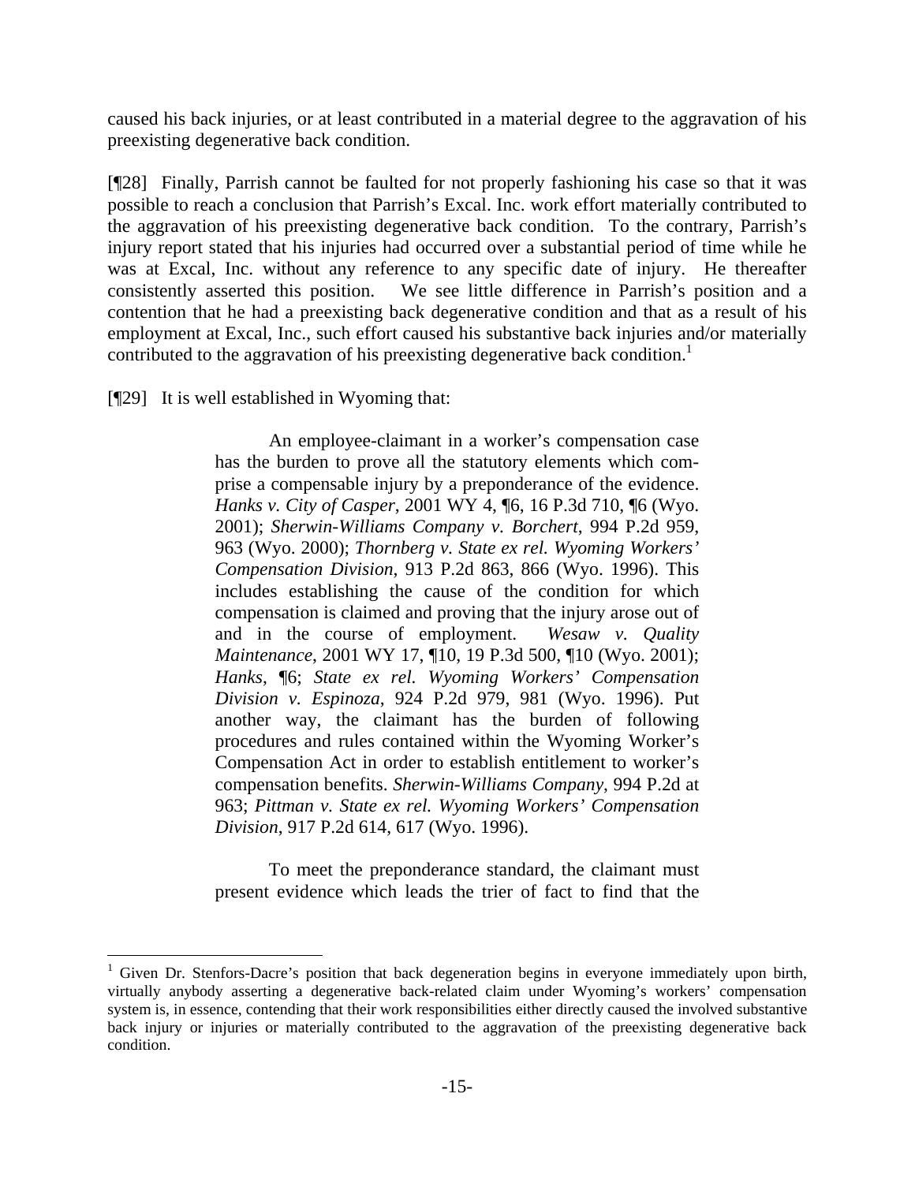caused his back injuries, or at least contributed in a material degree to the aggravation of his preexisting degenerative back condition.

[¶28] Finally, Parrish cannot be faulted for not properly fashioning his case so that it was possible to reach a conclusion that Parrish's Excal. Inc. work effort materially contributed to the aggravation of his preexisting degenerative back condition. To the contrary, Parrish's injury report stated that his injuries had occurred over a substantial period of time while he was at Excal, Inc. without any reference to any specific date of injury. He thereafter consistently asserted this position. We see little difference in Parrish's position and a contention that he had a preexisting back degenerative condition and that as a result of his employment at Excal, Inc., such effort caused his substantive back injuries and/or materially contributed to the aggravation of his preexisting degenerative back condition.[1]

[¶29] It is well established in Wyoming that:

> An employee-claimant in a worker's compensation case has the burden to prove all the statutory elements which comprise a compensable injury by a preponderance of the evidence. *Hanks v. City of Casper*, 2001 WY 4, ¶6, 16 P.3d 710, ¶6 (Wyo. 2001); *Sherwin-Williams Company v. Borchert*, 994 P.2d 959, 963 (Wyo. 2000); *Thornberg v. State ex rel. Wyoming Workers' Compensation Division*, 913 P.2d 863, 866 (Wyo. 1996). This includes establishing the cause of the condition for which compensation is claimed and proving that the injury arose out of and in the course of employment. *Wesaw v. Quality Maintenance*, 2001 WY 17, ¶10, 19 P.3d 500, ¶10 (Wyo. 2001); *Hanks*, ¶6; *State ex rel. Wyoming Workers' Compensation Division v. Espinoza*, 924 P.2d 979, 981 (Wyo. 1996). Put another way, the claimant has the burden of following procedures and rules contained within the Wyoming Worker's Compensation Act in order to establish entitlement to worker's compensation benefits. *Sherwin-Williams Company*, 994 P.2d at 963; *Pittman v. State ex rel. Wyoming Workers' Compensation Division*, 917 P.2d 614, 617 (Wyo. 1996).
>
> To meet the preponderance standard, the claimant must present evidence which leads the trier of fact to find that the

---

[1] Given Dr. Stenfors-Dacre's position that back degeneration begins in everyone immediately upon birth, virtually anybody asserting a degenerative back-related claim under Wyoming's workers' compensation system is, in essence, contending that their work responsibilities either directly caused the involved substantive back injury or injuries or materially contributed to the aggravation of the preexisting degenerative back condition.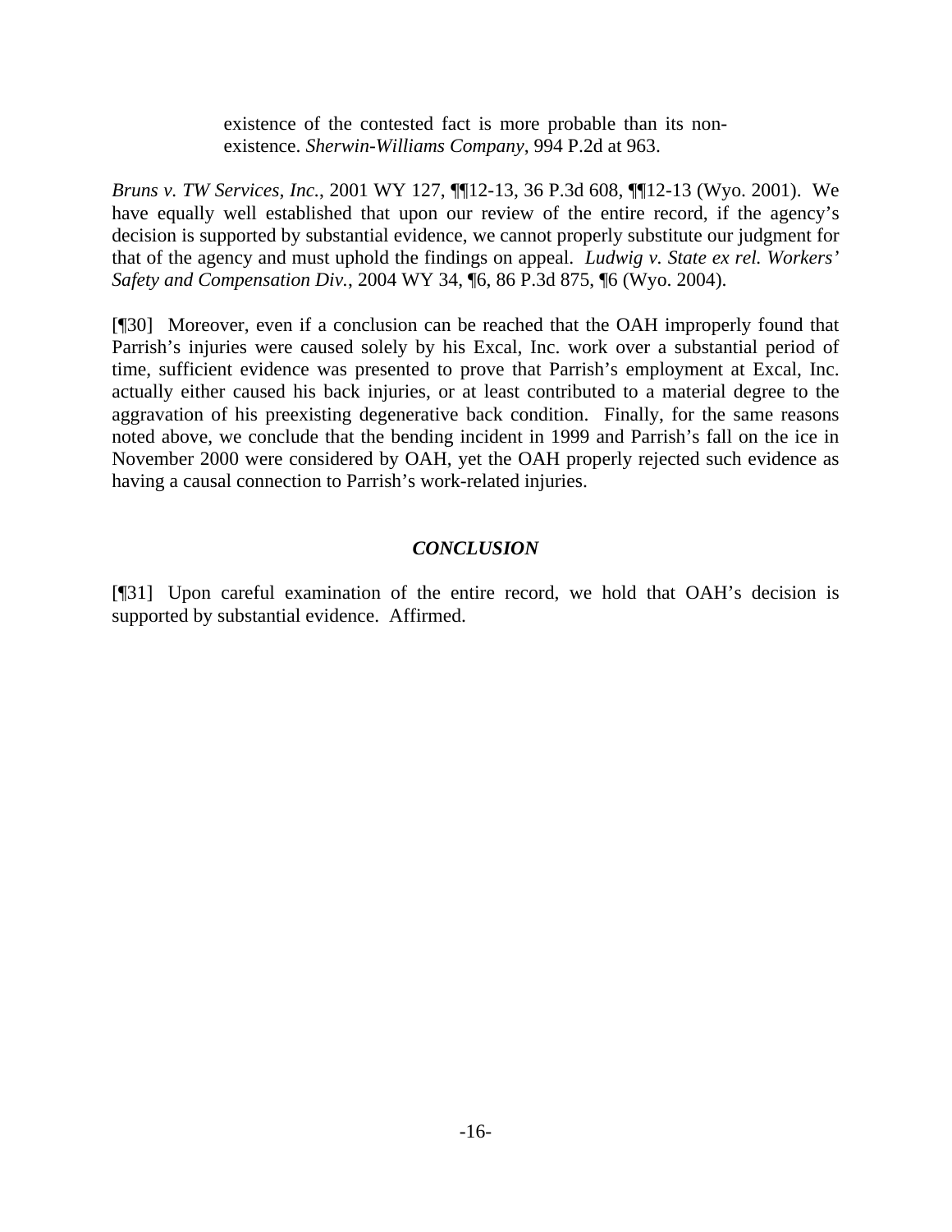> existence of the contested fact is more probable than its non-existence. *Sherwin-Williams Company*, 994 P.2d at 963.

*Bruns v. TW Services, Inc.*, 2001 WY 127, ¶¶12-13, 36 P.3d 608, ¶¶12-13 (Wyo. 2001). We have equally well established that upon our review of the entire record, if the agency's decision is supported by substantial evidence, we cannot properly substitute our judgment for that of the agency and must uphold the findings on appeal. *Ludwig v. State ex rel. Workers' Safety and Compensation Div.*, 2004 WY 34, ¶6, 86 P.3d 875, ¶6 (Wyo. 2004).

[¶30] Moreover, even if a conclusion can be reached that the OAH improperly found that Parrish's injuries were caused solely by his Excal, Inc. work over a substantial period of time, sufficient evidence was presented to prove that Parrish's employment at Excal, Inc. actually either caused his back injuries, or at least contributed to a material degree to the aggravation of his preexisting degenerative back condition. Finally, for the same reasons noted above, we conclude that the bending incident in 1999 and Parrish's fall on the ice in November 2000 were considered by OAH, yet the OAH properly rejected such evidence as having a causal connection to Parrish's work-related injuries.

## *CONCLUSION*

[¶31] Upon careful examination of the entire record, we hold that OAH's decision is supported by substantial evidence. Affirmed.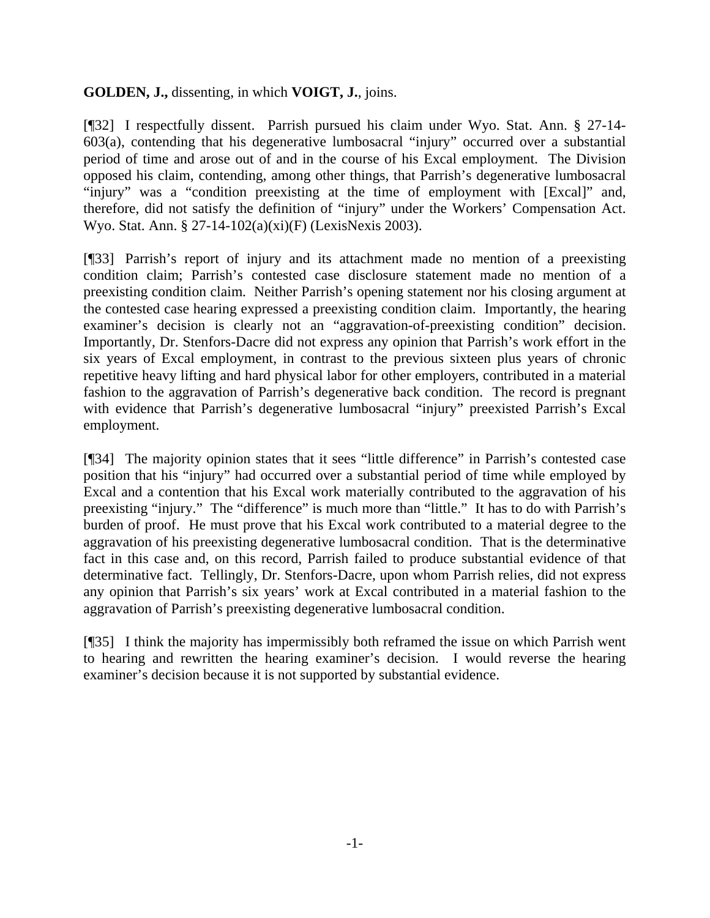**GOLDEN, J.,** dissenting, in which **VOIGT, J.**, joins.

[¶32] I respectfully dissent. Parrish pursued his claim under Wyo. Stat. Ann. § 27-14-603(a), contending that his degenerative lumbosacral "injury" occurred over a substantial period of time and arose out of and in the course of his Excal employment. The Division opposed his claim, contending, among other things, that Parrish's degenerative lumbosacral "injury" was a "condition preexisting at the time of employment with [Excal]" and, therefore, did not satisfy the definition of "injury" under the Workers' Compensation Act. Wyo. Stat. Ann. § 27-14-102(a)(xi)(F) (LexisNexis 2003).

[¶33] Parrish's report of injury and its attachment made no mention of a preexisting condition claim; Parrish's contested case disclosure statement made no mention of a preexisting condition claim. Neither Parrish's opening statement nor his closing argument at the contested case hearing expressed a preexisting condition claim. Importantly, the hearing examiner's decision is clearly not an "aggravation-of-preexisting condition" decision. Importantly, Dr. Stenfors-Dacre did not express any opinion that Parrish's work effort in the six years of Excal employment, in contrast to the previous sixteen plus years of chronic repetitive heavy lifting and hard physical labor for other employers, contributed in a material fashion to the aggravation of Parrish's degenerative back condition. The record is pregnant with evidence that Parrish's degenerative lumbosacral "injury" preexisted Parrish's Excal employment.

[¶34] The majority opinion states that it sees "little difference" in Parrish's contested case position that his "injury" had occurred over a substantial period of time while employed by Excal and a contention that his Excal work materially contributed to the aggravation of his preexisting "injury." The "difference" is much more than "little." It has to do with Parrish's burden of proof. He must prove that his Excal work contributed to a material degree to the aggravation of his preexisting degenerative lumbosacral condition. That is the determinative fact in this case and, on this record, Parrish failed to produce substantial evidence of that determinative fact. Tellingly, Dr. Stenfors-Dacre, upon whom Parrish relies, did not express any opinion that Parrish's six years' work at Excal contributed in a material fashion to the aggravation of Parrish's preexisting degenerative lumbosacral condition.

[¶35] I think the majority has impermissibly both reframed the issue on which Parrish went to hearing and rewritten the hearing examiner's decision. I would reverse the hearing examiner's decision because it is not supported by substantial evidence.